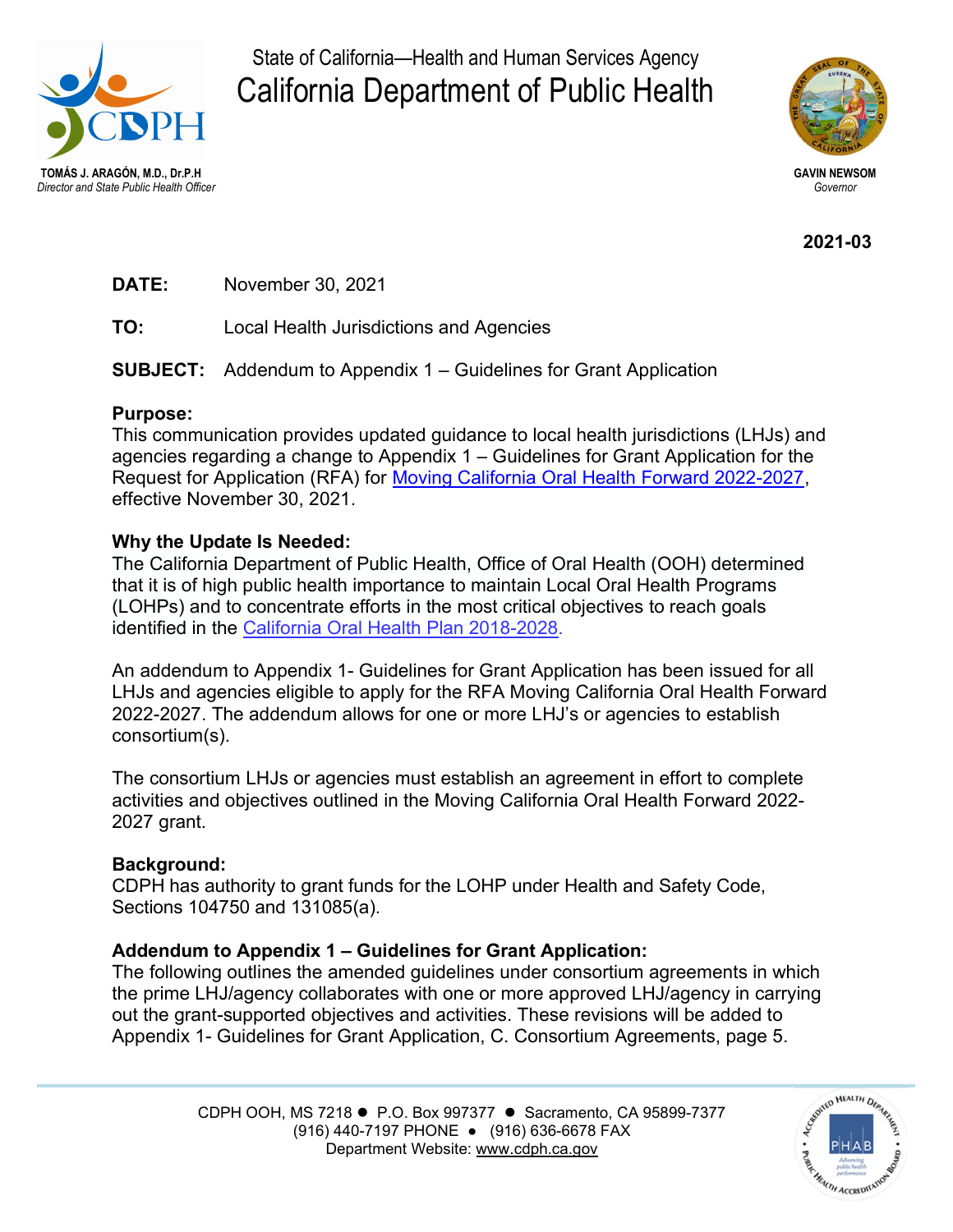State of California—Health and Human Services Agency

# California Department of Public Health

**TOMÁS J. ARAGÓN, M.D., Dr.P.H**
*Director and State Public Health Officer*

**GAVIN NEWSOM**
*Governor*

**2021-03**

**DATE:** November 30, 2021

**TO:** Local Health Jurisdictions and Agencies

**SUBJECT:** Addendum to Appendix 1 – Guidelines for Grant Application

**Purpose:**
This communication provides updated guidance to local health jurisdictions (LHJs) and agencies regarding a change to Appendix 1 – Guidelines for Grant Application for the Request for Application (RFA) for Moving California Oral Health Forward 2022-2027, effective November 30, 2021.

**Why the Update Is Needed:**
The California Department of Public Health, Office of Oral Health (OOH) determined that it is of high public health importance to maintain Local Oral Health Programs (LOHPs) and to concentrate efforts in the most critical objectives to reach goals identified in the California Oral Health Plan 2018-2028.

An addendum to Appendix 1- Guidelines for Grant Application has been issued for all LHJs and agencies eligible to apply for the RFA Moving California Oral Health Forward 2022-2027. The addendum allows for one or more LHJ's or agencies to establish consortium(s).

The consortium LHJs or agencies must establish an agreement in effort to complete activities and objectives outlined in the Moving California Oral Health Forward 2022-2027 grant.

**Background:**
CDPH has authority to grant funds for the LOHP under Health and Safety Code, Sections 104750 and 131085(a).

**Addendum to Appendix 1 – Guidelines for Grant Application:**
The following outlines the amended guidelines under consortium agreements in which the prime LHJ/agency collaborates with one or more approved LHJ/agency in carrying out the grant-supported objectives and activities. These revisions will be added to Appendix 1- Guidelines for Grant Application, C. Consortium Agreements, page 5.

CDPH OOH, MS 7218 ● P.O. Box 997377 ● Sacramento, CA 95899-7377
(916) 440-7197 PHONE ● (916) 636-6678 FAX
Department Website: www.cdph.ca.gov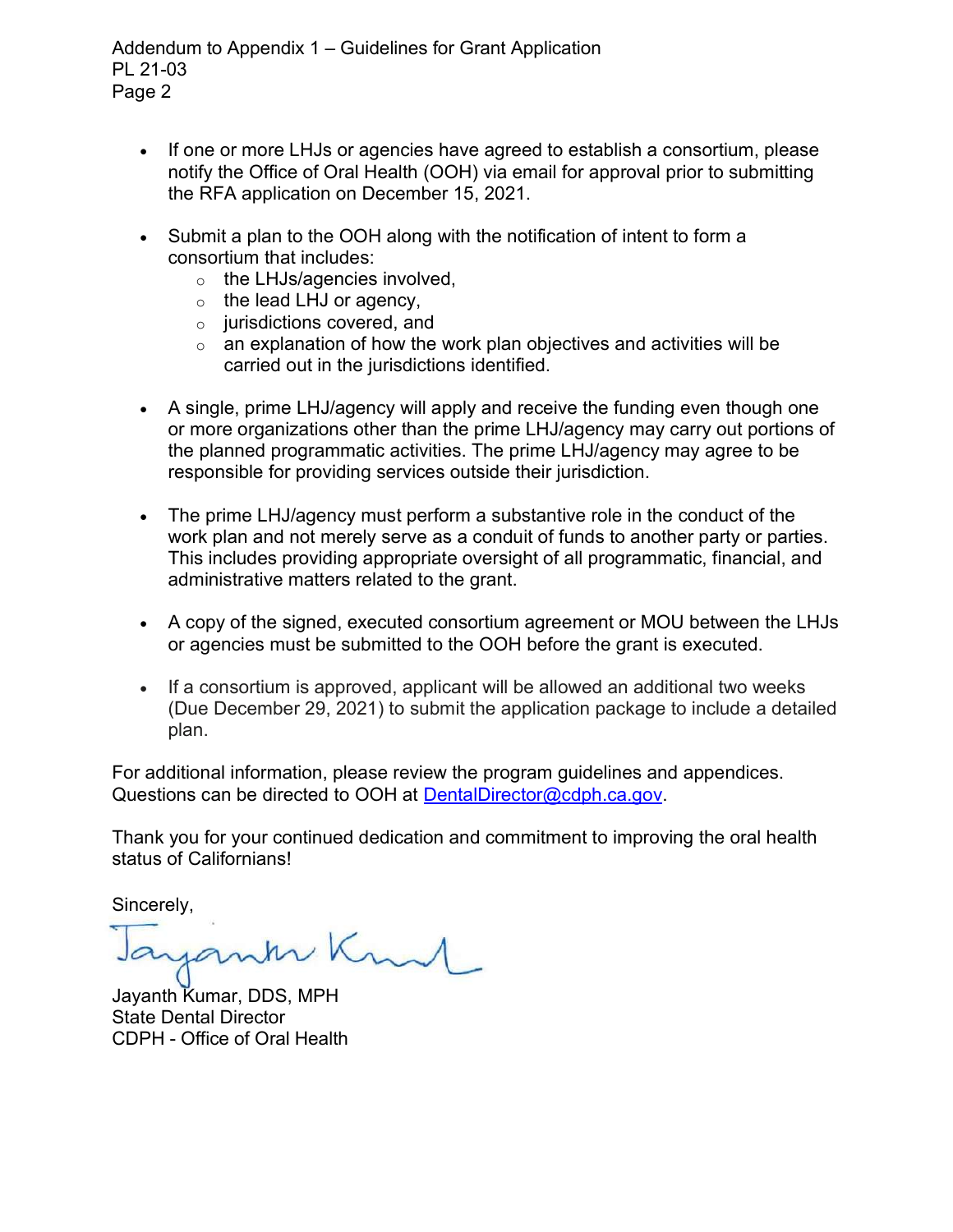- If one or more LHJs or agencies have agreed to establish a consortium, please notify the Office of Oral Health (OOH) via email for approval prior to submitting the RFA application on December 15, 2021.

- Submit a plan to the OOH along with the notification of intent to form a consortium that includes:
  - the LHJs/agencies involved,
  - the lead LHJ or agency,
  - jurisdictions covered, and
  - an explanation of how the work plan objectives and activities will be carried out in the jurisdictions identified.

- A single, prime LHJ/agency will apply and receive the funding even though one or more organizations other than the prime LHJ/agency may carry out portions of the planned programmatic activities. The prime LHJ/agency may agree to be responsible for providing services outside their jurisdiction.

- The prime LHJ/agency must perform a substantive role in the conduct of the work plan and not merely serve as a conduit of funds to another party or parties. This includes providing appropriate oversight of all programmatic, financial, and administrative matters related to the grant.

- A copy of the signed, executed consortium agreement or MOU between the LHJs or agencies must be submitted to the OOH before the grant is executed.

- If a consortium is approved, applicant will be allowed an additional two weeks (Due December 29, 2021) to submit the application package to include a detailed plan.

For additional information, please review the program guidelines and appendices. Questions can be directed to OOH at DentalDirector@cdph.ca.gov.

Thank you for your continued dedication and commitment to improving the oral health status of Californians!

Sincerely,

Jayanth Kumar, DDS, MPH
State Dental Director
CDPH - Office of Oral Health